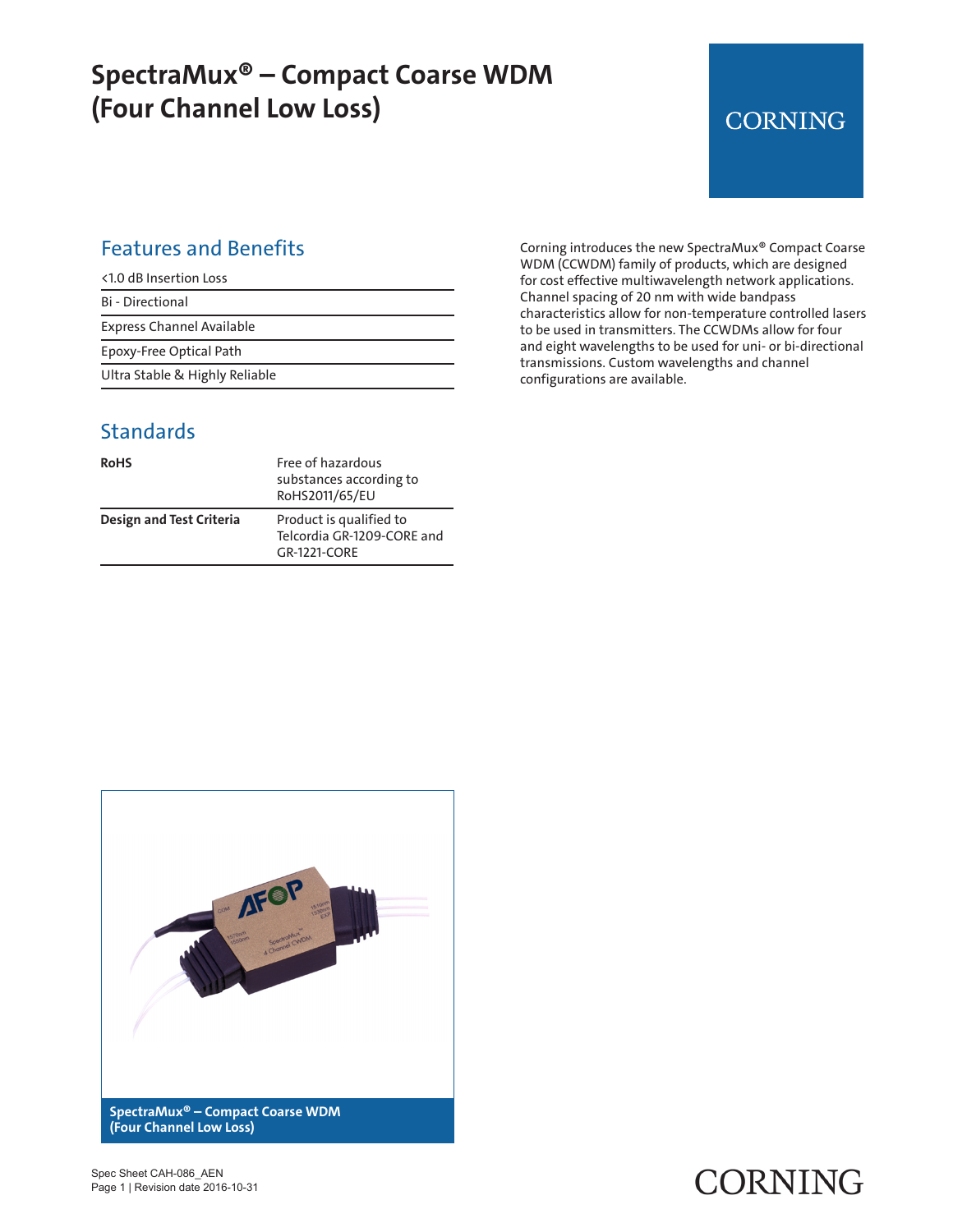# SpectraMux® – Compact Coarse WDM (Four Channel Low Loss)

## Features and Benefits

- <1.0 dB Insertion Loss
- Bi - Directional
- Express Channel Available
- Epoxy-Free Optical Path
- Ultra Stable & Highly Reliable

## Standards

| | |
|---|---|
| **RoHS** | Free of hazardous substances according to RoHS2011/65/EU |
| **Design and Test Criteria** | Product is qualified to Telcordia GR-1209-CORE and GR-1221-CORE |

Corning introduces the new SpectraMux® Compact Coarse WDM (CCWDM) family of products, which are designed for cost effective multiwavelength network applications. Channel spacing of 20 nm with wide bandpass characteristics allow for non-temperature controlled lasers to be used in transmitters. The CCWDMs allow for four and eight wavelengths to be used for uni- or bi-directional transmissions. Custom wavelengths and channel configurations are available.

**SpectraMux® – Compact Coarse WDM (Four Channel Low Loss)**

Spec Sheet CAH-086_AEN
Page 1 | Revision date 2016-10-31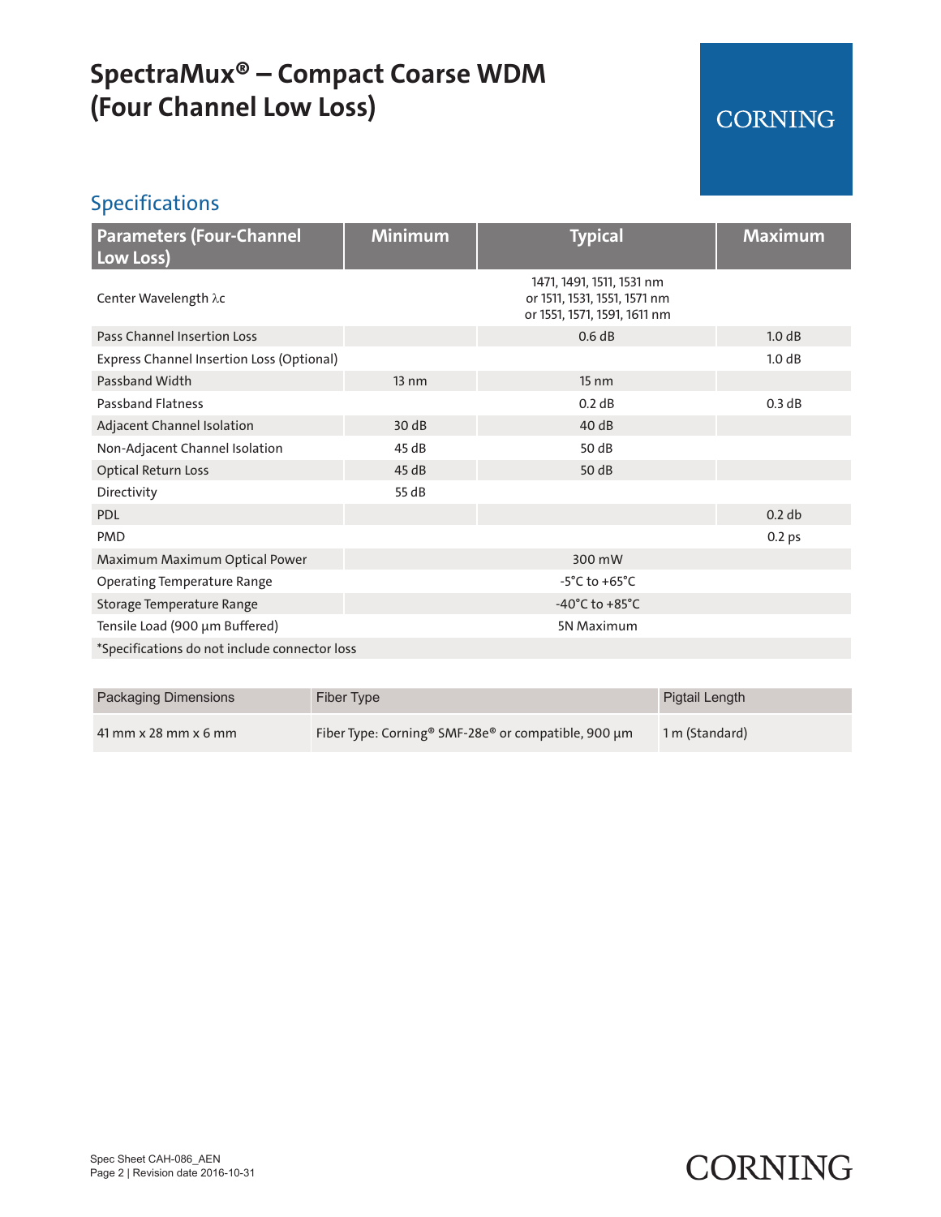# SpectraMux® – Compact Coarse WDM (Four Channel Low Loss)

CORNING

## Specifications

| Parameters (Four-Channel Low Loss) | Minimum | Typical | Maximum |
|---|---|---|---|
| Center Wavelength λc | | 1471, 1491, 1511, 1531 nm or 1511, 1531, 1551, 1571 nm or 1551, 1571, 1591, 1611 nm | |
| Pass Channel Insertion Loss | | 0.6 dB | 1.0 dB |
| Express Channel Insertion Loss (Optional) | | | 1.0 dB |
| Passband Width | 13 nm | 15 nm | |
| Passband Flatness | | 0.2 dB | 0.3 dB |
| Adjacent Channel Isolation | 30 dB | 40 dB | |
| Non-Adjacent Channel Isolation | 45 dB | 50 dB | |
| Optical Return Loss | 45 dB | 50 dB | |
| Directivity | 55 dB | | |
| PDL | | | 0.2 db |
| PMD | | | 0.2 ps |
| Maximum Maximum Optical Power | | 300 mW | |
| Operating Temperature Range | | -5°C to +65°C | |
| Storage Temperature Range | | -40°C to +85°C | |
| Tensile Load (900 µm Buffered) | | 5N Maximum | |
| *Specifications do not include connector loss | | | |

| Packaging Dimensions | Fiber Type | Pigtail Length |
|---|---|---|
| 41 mm x 28 mm x 6 mm | Fiber Type: Corning® SMF-28e® or compatible, 900 µm | 1 m (Standard) |

Spec Sheet CAH-086_AEN
Revision date 2016-10-31

CORNING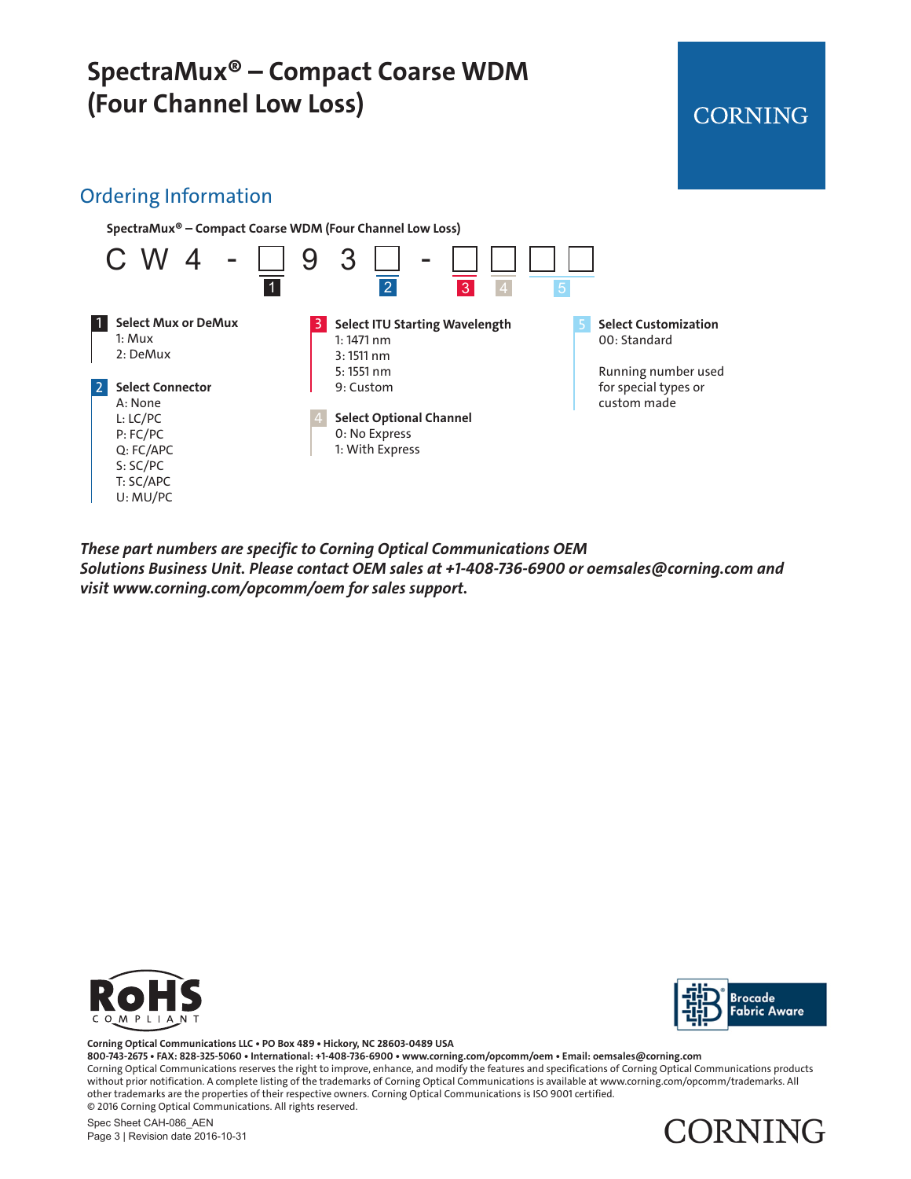# SpectraMux® – Compact Coarse WDM (Four Channel Low Loss)

## Ordering Information

**SpectraMux® – Compact Coarse WDM (Four Channel Low Loss)**

C W 4 - [1] 9 3 [2] - [3] [4] [5] [5]

**1 Select Mux or DeMux**
1: Mux
2: DeMux

**2 Select Connector**
A: None
L: LC/PC
P: FC/PC
Q: FC/APC
S: SC/PC
T: SC/APC
U: MU/PC

**3 Select ITU Starting Wavelength**
1: 1471 nm
3: 1511 nm
5: 1551 nm
9: Custom

**4 Select Optional Channel**
0: No Express
1: With Express

**5 Select Customization**
00: Standard

Running number used for special types or custom made

***These part numbers are specific to Corning Optical Communications OEM Solutions Business Unit. Please contact OEM sales at +1-408-736-6900 or oemsales@corning.com and visit www.corning.com/opcomm/oem for sales support.***

RoHS COMPLIANT

Brocade Fabric Aware

**Corning Optical Communications LLC • PO Box 489 • Hickory, NC 28603-0489 USA**
**800-743-2675 • FAX: 828-325-5060 • International: +1-408-736-6900 • www.corning.com/opcomm/oem • Email: oemsales@corning.com**
Corning Optical Communications reserves the right to improve, enhance, and modify the features and specifications of Corning Optical Communications products without prior notification. A complete listing of the trademarks of Corning Optical Communications is available at www.corning.com/opcomm/trademarks. All other trademarks are the properties of their respective owners. Corning Optical Communications is ISO 9001 certified.
© 2016 Corning Optical Communications. All rights reserved.

Spec Sheet CAH-086_AEN
Revision date 2016-10-31